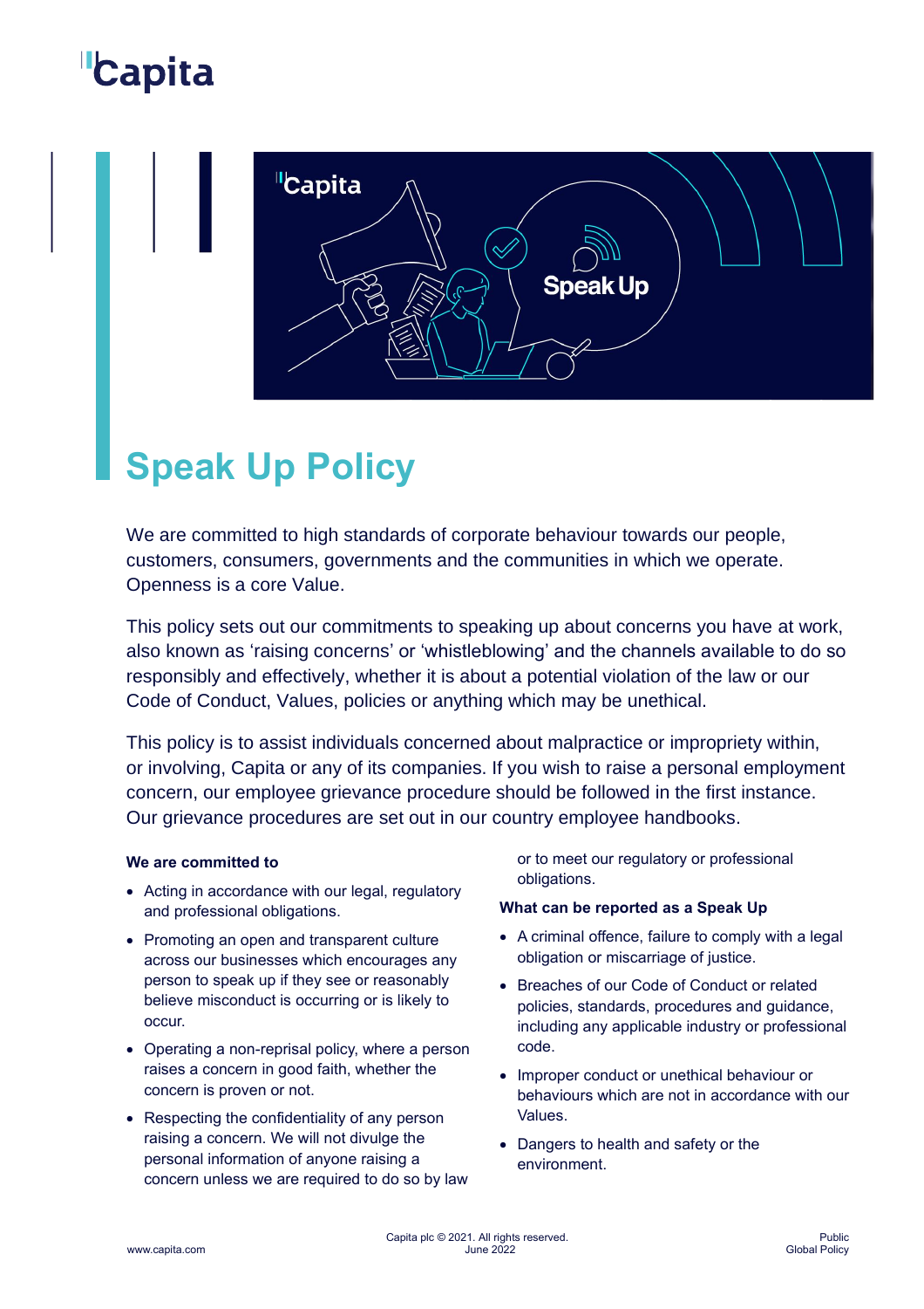# Speak Up Policy

We are committed to high standards of corporate behaviour towards our people, customers, consumers, governments and the communities in which we operate. Openness is a core Value.

This policy sets out our commitments to speaking up about concerns you have at work, also known as 'raising concerns' or 'whistleblowing' and the channels available to do so responsibly and effectively, whether it is about a potential violation of the law or our Code of Conduct, Values, policies or anything which may be unethical.

This policy is to assist individuals concerned about malpractice or impropriety within, or involving, Capita or any of its companies. If you wish to raise a personal employment concern, our employee grievance procedure should be followed in the first instance. Our grievance procedures are set out in our country employee handbooks.

**We are committed to**

- Acting in accordance with our legal, regulatory and professional obligations.
- Promoting an open and transparent culture across our businesses which encourages any person to speak up if they see or reasonably believe misconduct is occurring or is likely to occur.
- Operating a non-reprisal policy, where a person raises a concern in good faith, whether the concern is proven or not.
- Respecting the confidentiality of any person raising a concern. We will not divulge the personal information of anyone raising a concern unless we are required to do so by law or to meet our regulatory or professional obligations.

**What can be reported as a Speak Up**

- A criminal offence, failure to comply with a legal obligation or miscarriage of justice.
- Breaches of our Code of Conduct or related policies, standards, procedures and guidance, including any applicable industry or professional code.
- Improper conduct or unethical behaviour or behaviours which are not in accordance with our Values.
- Dangers to health and safety or the environment.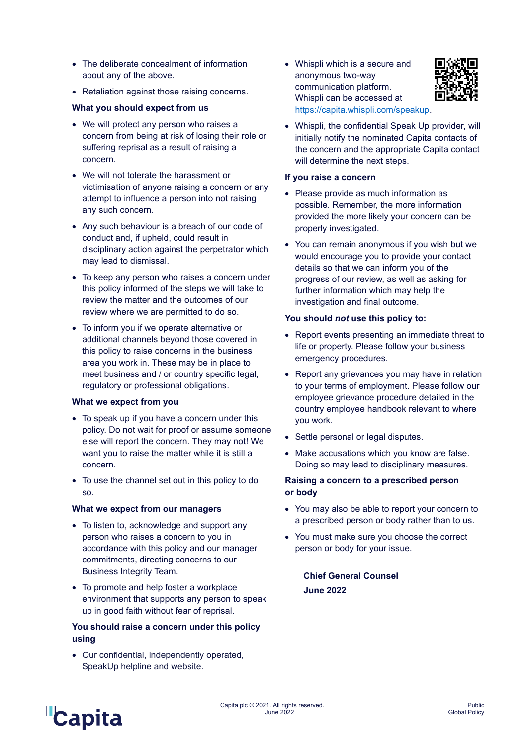- The deliberate concealment of information about any of the above.
- Retaliation against those raising concerns.

**What you should expect from us**

- We will protect any person who raises a concern from being at risk of losing their role or suffering reprisal as a result of raising a concern.
- We will not tolerate the harassment or victimisation of anyone raising a concern or any attempt to influence a person into not raising any such concern.
- Any such behaviour is a breach of our code of conduct and, if upheld, could result in disciplinary action against the perpetrator which may lead to dismissal.
- To keep any person who raises a concern under this policy informed of the steps we will take to review the matter and the outcomes of our review where we are permitted to do so.
- To inform you if we operate alternative or additional channels beyond those covered in this policy to raise concerns in the business area you work in. These may be in place to meet business and / or country specific legal, regulatory or professional obligations.

**What we expect from you**

- To speak up if you have a concern under this policy. Do not wait for proof or assume someone else will report the concern. They may not! We want you to raise the matter while it is still a concern.
- To use the channel set out in this policy to do so.

**What we expect from our managers**

- To listen to, acknowledge and support any person who raises a concern to you in accordance with this policy and our manager commitments, directing concerns to our Business Integrity Team.
- To promote and help foster a workplace environment that supports any person to speak up in good faith without fear of reprisal.

**You should raise a concern under this policy using**

- Our confidential, independently operated, SpeakUp helpline and website.
- Whispli which is a secure and anonymous two-way communication platform. Whispli can be accessed at https://capita.whispli.com/speakup.
- Whispli, the confidential Speak Up provider, will initially notify the nominated Capita contacts of the concern and the appropriate Capita contact will determine the next steps.

**If you raise a concern**

- Please provide as much information as possible. Remember, the more information provided the more likely your concern can be properly investigated.
- You can remain anonymous if you wish but we would encourage you to provide your contact details so that we can inform you of the progress of our review, as well as asking for further information which may help the investigation and final outcome.

**You should *not* use this policy to:**

- Report events presenting an immediate threat to life or property. Please follow your business emergency procedures.
- Report any grievances you may have in relation to your terms of employment. Please follow our employee grievance procedure detailed in the country employee handbook relevant to where you work.
- Settle personal or legal disputes.
- Make accusations which you know are false. Doing so may lead to disciplinary measures.

**Raising a concern to a prescribed person or body**

- You may also be able to report your concern to a prescribed person or body rather than to us.
- You must make sure you choose the correct person or body for your issue.

**Chief General Counsel**

**June 2022**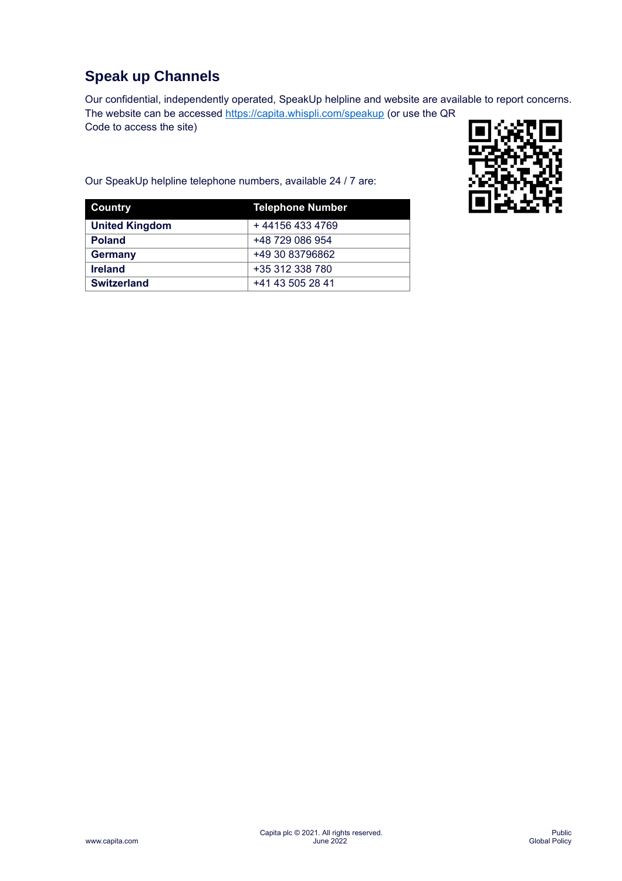## Speak up Channels

Our confidential, independently operated, SpeakUp helpline and website are available to report concerns. The website can be accessed https://capita.whispli.com/speakup (or use the QR Code to access the site)

Our SpeakUp helpline telephone numbers, available 24 / 7 are:

| Country | Telephone Number |
|---|---|
| **United Kingdom** | + 44156 433 4769 |
| **Poland** | +48 729 086 954 |
| **Germany** | +49 30 83796862 |
| **Ireland** | +35 312 338 780 |
| **Switzerland** | +41 43 505 28 41 |